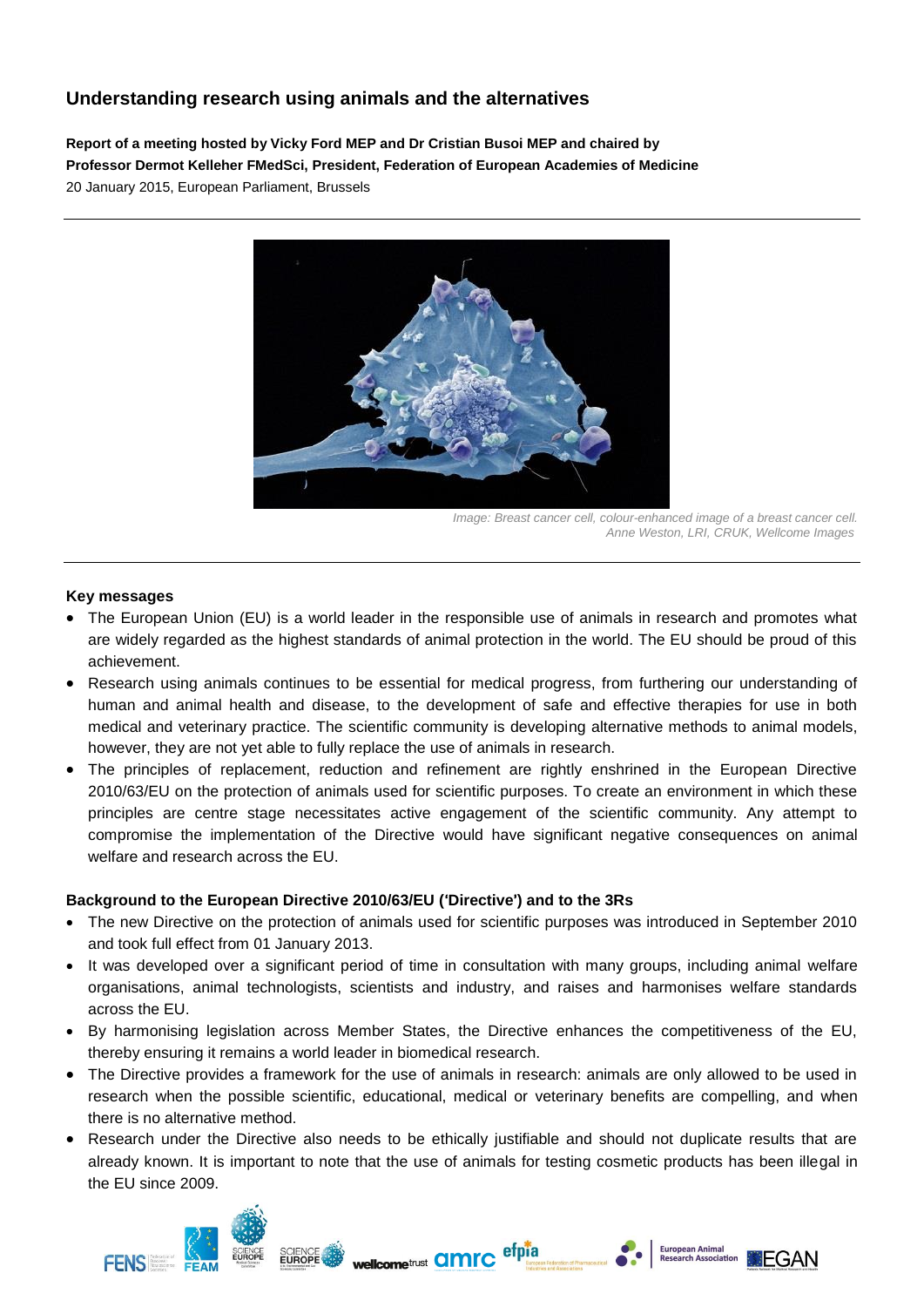# Understanding research using animals and the alternatives

**Report of a meeting hosted by Vicky Ford MEP and Dr Cristian Busoi MEP and chaired by Professor Dermot Kelleher FMedSci, President, Federation of European Academies of Medicine**

20 January 2015, European Parliament, Brussels

*Image: Breast cancer cell, colour-enhanced image of a breast cancer cell. Anne Weston, LRI, CRUK, Wellcome Images*

## Key messages

- The European Union (EU) is a world leader in the responsible use of animals in research and promotes what are widely regarded as the highest standards of animal protection in the world. The EU should be proud of this achievement.
- Research using animals continues to be essential for medical progress, from furthering our understanding of human and animal health and disease, to the development of safe and effective therapies for use in both medical and veterinary practice. The scientific community is developing alternative methods to animal models, however, they are not yet able to fully replace the use of animals in research.
- The principles of replacement, reduction and refinement are rightly enshrined in the European Directive 2010/63/EU on the protection of animals used for scientific purposes. To create an environment in which these principles are centre stage necessitates active engagement of the scientific community. Any attempt to compromise the implementation of the Directive would have significant negative consequences on animal welfare and research across the EU.

## Background to the European Directive 2010/63/EU ('Directive') and to the 3Rs

- The new Directive on the protection of animals used for scientific purposes was introduced in September 2010 and took full effect from 01 January 2013.
- It was developed over a significant period of time in consultation with many groups, including animal welfare organisations, animal technologists, scientists and industry, and raises and harmonises welfare standards across the EU.
- By harmonising legislation across Member States, the Directive enhances the competitiveness of the EU, thereby ensuring it remains a world leader in biomedical research.
- The Directive provides a framework for the use of animals in research: animals are only allowed to be used in research when the possible scientific, educational, medical or veterinary benefits are compelling, and when there is no alternative method.
- Research under the Directive also needs to be ethically justifiable and should not duplicate results that are already known. It is important to note that the use of animals for testing cosmetic products has been illegal in the EU since 2009.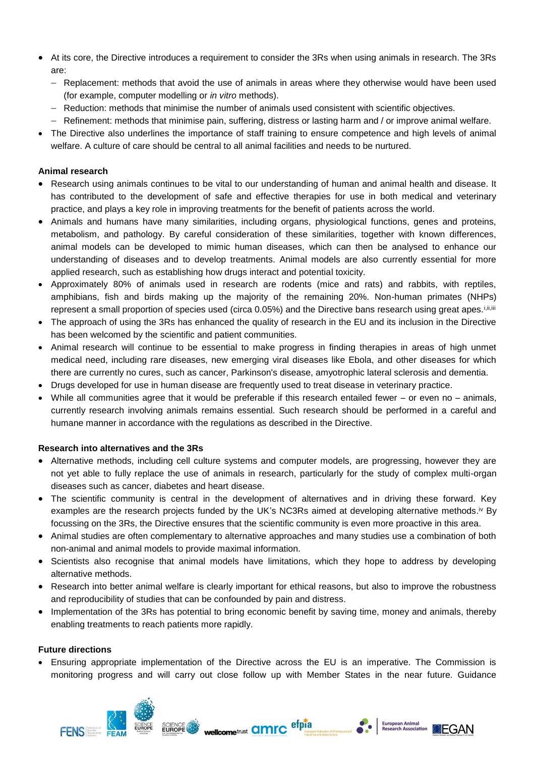- At its core, the Directive introduces a requirement to consider the 3Rs when using animals in research. The 3Rs are:
  - Replacement: methods that avoid the use of animals in areas where they otherwise would have been used (for example, computer modelling or *in vitro* methods).
  - Reduction: methods that minimise the number of animals used consistent with scientific objectives.
  - Refinement: methods that minimise pain, suffering, distress or lasting harm and / or improve animal welfare.
- The Directive also underlines the importance of staff training to ensure competence and high levels of animal welfare. A culture of care should be central to all animal facilities and needs to be nurtured.

**Animal research**

- Research using animals continues to be vital to our understanding of human and animal health and disease. It has contributed to the development of safe and effective therapies for use in both medical and veterinary practice, and plays a key role in improving treatments for the benefit of patients across the world.
- Animals and humans have many similarities, including organs, physiological functions, genes and proteins, metabolism, and pathology. By careful consideration of these similarities, together with known differences, animal models can be developed to mimic human diseases, which can then be analysed to enhance our understanding of diseases and to develop treatments. Animal models are also currently essential for more applied research, such as establishing how drugs interact and potential toxicity.
- Approximately 80% of animals used in research are rodents (mice and rats) and rabbits, with reptiles, amphibians, fish and birds making up the majority of the remaining 20%. Non-human primates (NHPs) represent a small proportion of species used (circa 0.05%) and the Directive bans research using great apes.[i,ii,iii]
- The approach of using the 3Rs has enhanced the quality of research in the EU and its inclusion in the Directive has been welcomed by the scientific and patient communities.
- Animal research will continue to be essential to make progress in finding therapies in areas of high unmet medical need, including rare diseases, new emerging viral diseases like Ebola, and other diseases for which there are currently no cures, such as cancer, Parkinson's disease, amyotrophic lateral sclerosis and dementia.
- Drugs developed for use in human disease are frequently used to treat disease in veterinary practice.
- While all communities agree that it would be preferable if this research entailed fewer – or even no – animals, currently research involving animals remains essential. Such research should be performed in a careful and humane manner in accordance with the regulations as described in the Directive.

**Research into alternatives and the 3Rs**

- Alternative methods, including cell culture systems and computer models, are progressing, however they are not yet able to fully replace the use of animals in research, particularly for the study of complex multi-organ diseases such as cancer, diabetes and heart disease.
- The scientific community is central in the development of alternatives and in driving these forward. Key examples are the research projects funded by the UK's NC3Rs aimed at developing alternative methods.[iv] By focussing on the 3Rs, the Directive ensures that the scientific community is even more proactive in this area.
- Animal studies are often complementary to alternative approaches and many studies use a combination of both non-animal and animal models to provide maximal information.
- Scientists also recognise that animal models have limitations, which they hope to address by developing alternative methods.
- Research into better animal welfare is clearly important for ethical reasons, but also to improve the robustness and reproducibility of studies that can be confounded by pain and distress.
- Implementation of the 3Rs has potential to bring economic benefit by saving time, money and animals, thereby enabling treatments to reach patients more rapidly.

**Future directions**

- Ensuring appropriate implementation of the Directive across the EU is an imperative. The Commission is monitoring progress and will carry out close follow up with Member States in the near future. Guidance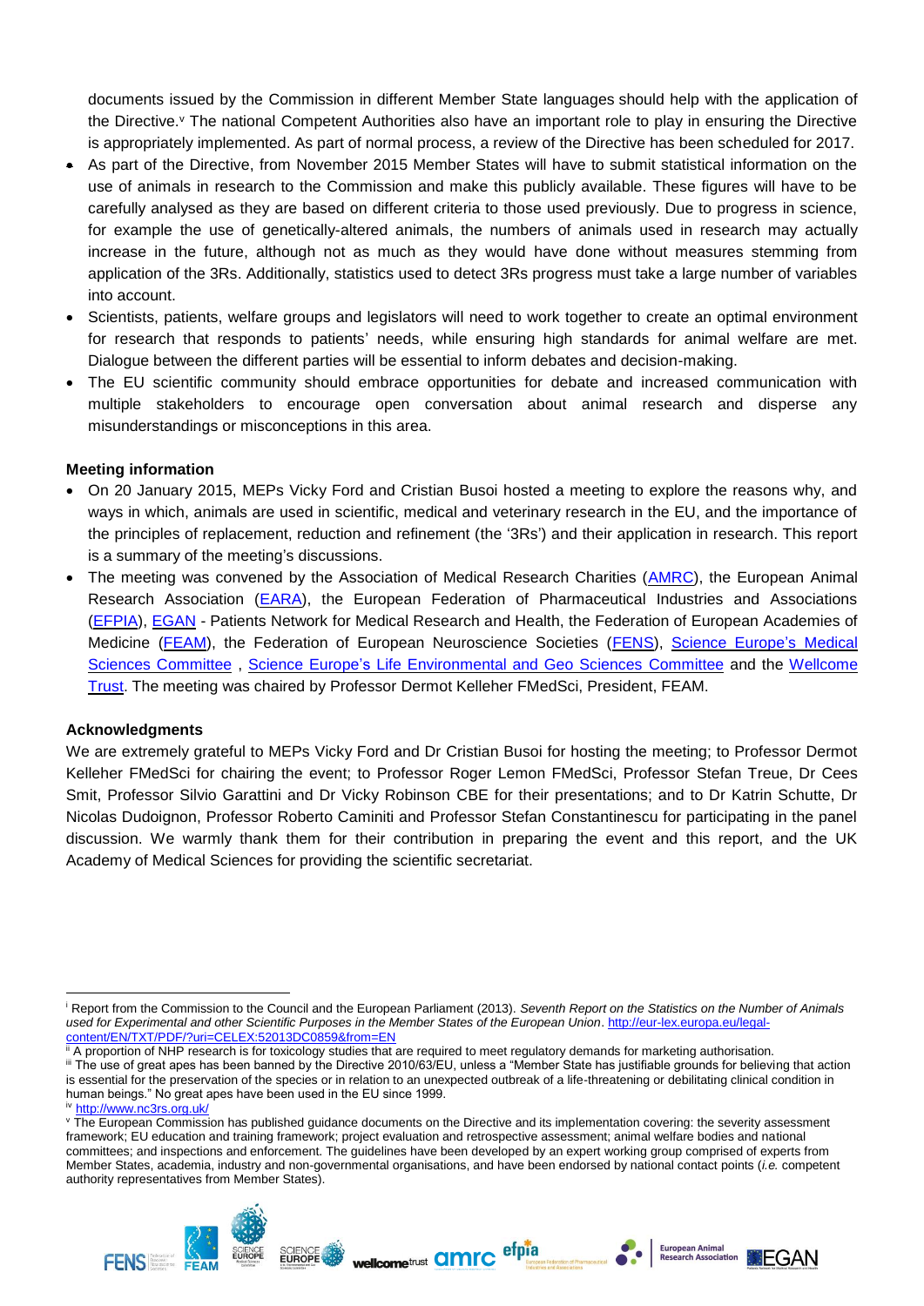documents issued by the Commission in different Member State languages should help with the application of the Directive.[v] The national Competent Authorities also have an important role to play in ensuring the Directive is appropriately implemented. As part of normal process, a review of the Directive has been scheduled for 2017.

- As part of the Directive, from November 2015 Member States will have to submit statistical information on the use of animals in research to the Commission and make this publicly available. These figures will have to be carefully analysed as they are based on different criteria to those used previously. Due to progress in science, for example the use of genetically-altered animals, the numbers of animals used in research may actually increase in the future, although not as much as they would have done without measures stemming from application of the 3Rs. Additionally, statistics used to detect 3Rs progress must take a large number of variables into account.
- Scientists, patients, welfare groups and legislators will need to work together to create an optimal environment for research that responds to patients' needs, while ensuring high standards for animal welfare are met. Dialogue between the different parties will be essential to inform debates and decision-making.
- The EU scientific community should embrace opportunities for debate and increased communication with multiple stakeholders to encourage open conversation about animal research and disperse any misunderstandings or misconceptions in this area.

**Meeting information**

- On 20 January 2015, MEPs Vicky Ford and Cristian Busoi hosted a meeting to explore the reasons why, and ways in which, animals are used in scientific, medical and veterinary research in the EU, and the importance of the principles of replacement, reduction and refinement (the '3Rs') and their application in research. This report is a summary of the meeting's discussions.
- The meeting was convened by the Association of Medical Research Charities (AMRC), the European Animal Research Association (EARA), the European Federation of Pharmaceutical Industries and Associations (EFPIA), EGAN - Patients Network for Medical Research and Health, the Federation of European Academies of Medicine (FEAM), the Federation of European Neuroscience Societies (FENS), Science Europe's Medical Sciences Committee , Science Europe's Life Environmental and Geo Sciences Committee and the Wellcome Trust. The meeting was chaired by Professor Dermot Kelleher FMedSci, President, FEAM.

**Acknowledgments**

We are extremely grateful to MEPs Vicky Ford and Dr Cristian Busoi for hosting the meeting; to Professor Dermot Kelleher FMedSci for chairing the event; to Professor Roger Lemon FMedSci, Professor Stefan Treue, Dr Cees Smit, Professor Silvio Garattini and Dr Vicky Robinson CBE for their presentations; and to Dr Katrin Schutte, Dr Nicolas Dudoignon, Professor Roberto Caminiti and Professor Stefan Constantinescu for participating in the panel discussion. We warmly thank them for their contribution in preparing the event and this report, and the UK Academy of Medical Sciences for providing the scientific secretariat.

---

[i] Report from the Commission to the Council and the European Parliament (2013). *Seventh Report on the Statistics on the Number of Animals used for Experimental and other Scientific Purposes in the Member States of the European Union*. http://eur-lex.europa.eu/legal-content/EN/TXT/PDF/?uri=CELEX:52013DC0859&from=EN

[ii] A proportion of NHP research is for toxicology studies that are required to meet regulatory demands for marketing authorisation.

[iii] The use of great apes has been banned by the Directive 2010/63/EU, unless a "Member State has justifiable grounds for believing that action is essential for the preservation of the species or in relation to an unexpected outbreak of a life-threatening or debilitating clinical condition in human beings." No great apes have been used in the EU since 1999.

[iv] http://www.nc3rs.org.uk/

[v] The European Commission has published guidance documents on the Directive and its implementation covering: the severity assessment framework; EU education and training framework; project evaluation and retrospective assessment; animal welfare bodies and national committees; and inspections and enforcement. The guidelines have been developed by an expert working group comprised of experts from Member States, academia, industry and non-governmental organisations, and have been endorsed by national contact points (*i.e.* competent authority representatives from Member States).